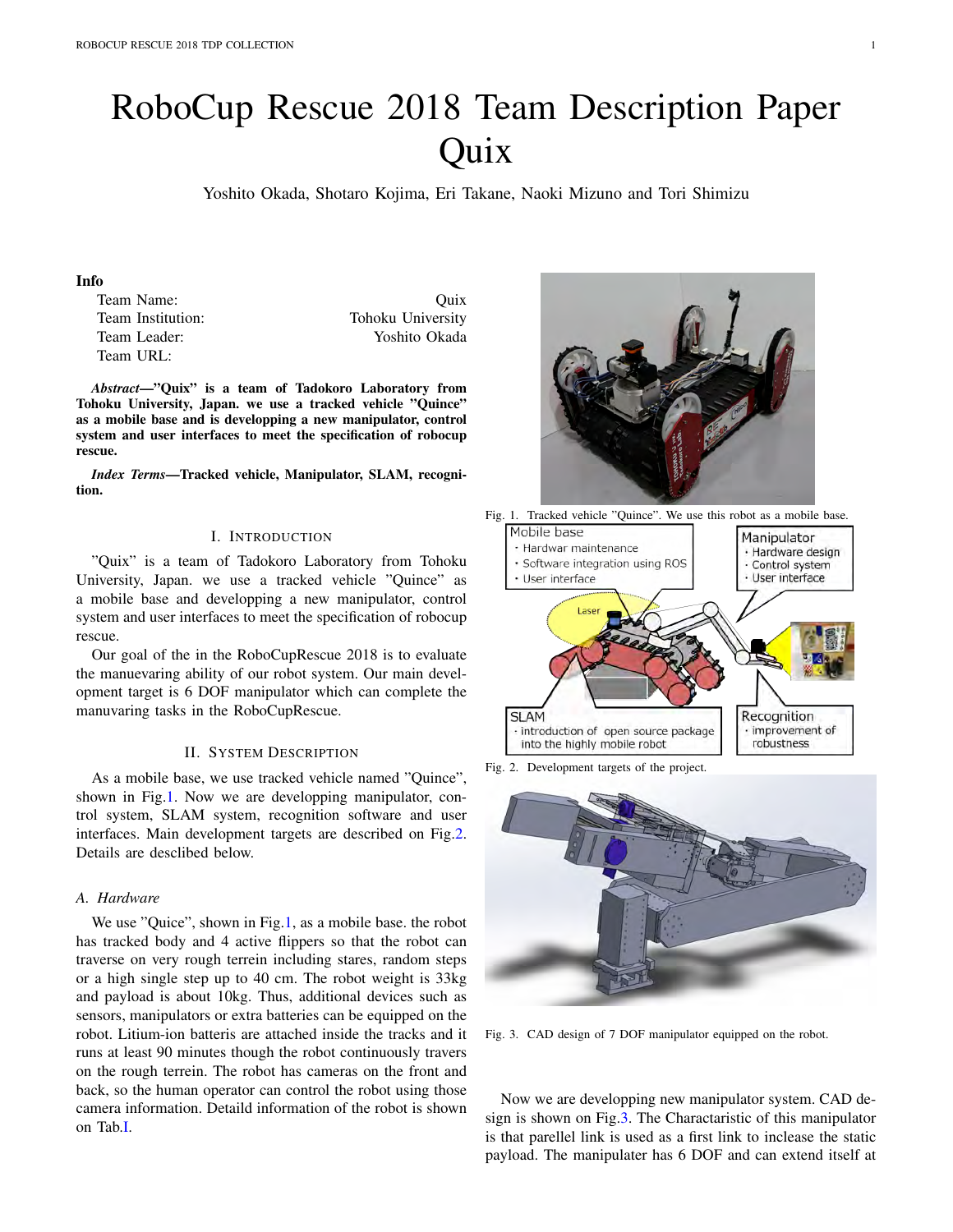# RoboCup Rescue 2018 Team Description Paper Quix

Yoshito Okada, Shotaro Kojima, Eri Takane, Naoki Mizuno and Tori Shimizu

**Info**

| | |
|---|---|
| Team Name: | Quix |
| Team Institution: | Tohoku University |
| Team Leader: | Yoshito Okada |
| Team URL: | |

***Abstract*—"Quix" is a team of Tadokoro Laboratory from Tohoku University, Japan. we use a tracked vehicle "Quince" as a mobile base and is developping a new manipulator, control system and user interfaces to meet the specification of robocup rescue.**

***Index Terms*—Tracked vehicle, Manipulator, SLAM, recognition.**

## I. Introduction

"Quix" is a team of Tadokoro Laboratory from Tohoku University, Japan. we use a tracked vehicle "Quince" as a mobile base and developping a new manipulator, control system and user interfaces to meet the specification of robocup rescue.

Our goal of the in the RoboCupRescue 2018 is to evaluate the manuevaring ability of our robot system. Our main development target is 6 DOF manipulator which can complete the manuvaring tasks in the RoboCupRescue.

## II. System Description

As a mobile base, we use tracked vehicle named "Quince", shown in Fig.1. Now we are developping manipulator, control system, SLAM system, recognition software and user interfaces. Main development targets are described on Fig.2. Details are desclibed below.

### A. Hardware

We use "Quice", shown in Fig.1, as a mobile base. the robot has tracked body and 4 active flippers so that the robot can traverse on very rough terrein including stares, random steps or a high single step up to 40 cm. The robot weight is 33kg and payload is about 10kg. Thus, additional devices such as sensors, manipulators or extra batteries can be equipped on the robot. Litium-ion batteris are attached inside the tracks and it runs at least 90 minutes though the robot continuously travers on the rough terrain. The robot has cameras on the front and back, so the human operator can control the robot using those camera information. Detaild information of the robot is shown on Tab.I.

Fig. 1. Tracked vehicle "Quince". We use this robot as a mobile base.

Mobile base
- Hardwar maintenance
- Software integration using ROS
- User interface

Manipulator
- Hardware design
- Control system
- User interface

Laser

SLAM
- introduction of open source package into the highly mobile robot

Recognition
- improvement of robustness

Fig. 2. Development targets of the project.

Fig. 3. CAD design of 7 DOF manipulator equipped on the robot.

Now we are developping new manipulator system. CAD design is shown on Fig.3. The Charactaristic of this manipulator is that parellel link is used as a first link to inclease the static payload. The manipulater has 6 DOF and can extend itself at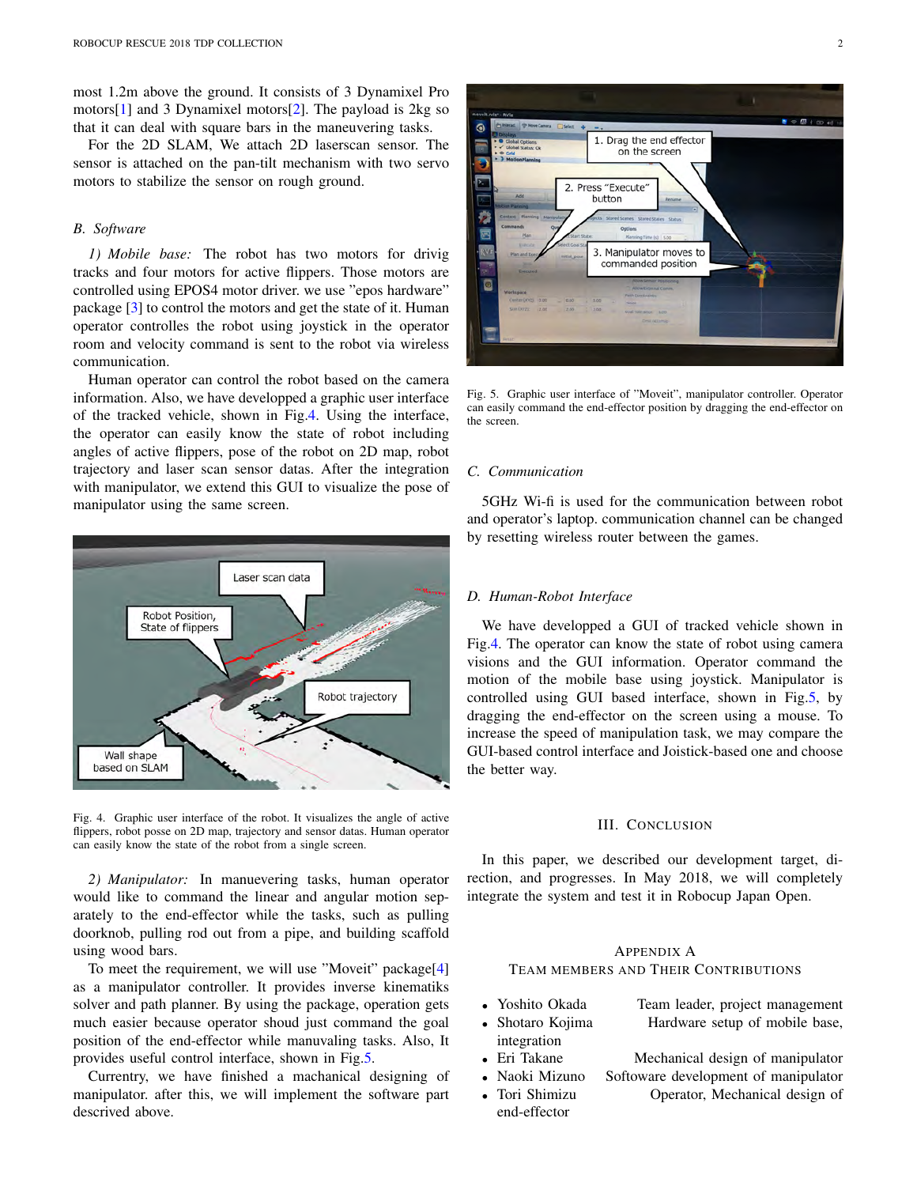most 1.2m above the ground. It consists of 3 Dynamixel Pro motors[1] and 3 Dynamixel motors[2]. The payload is 2kg so that it can deal with square bars in the maneuvering tasks.

For the 2D SLAM, We attach 2D laserscan sensor. The sensor is attached on the pan-tilt mechanism with two servo motors to stabilize the sensor on rough ground.

### B. Software

*1) Mobile base:* The robot has two motors for drivig tracks and four motors for active flippers. Those motors are controlled using EPOS4 motor driver. we use "epos hardware" package [3] to control the motors and get the state of it. Human operator controlles the robot using joystick in the operator room and velocity command is sent to the robot via wireless communication.

Human operator can control the robot based on the camera information. Also, we have developped a graphic user interface of the tracked vehicle, shown in Fig.4. Using the interface, the operator can easily know the state of robot including angles of active flippers, pose of the robot on 2D map, robot trajectory and laser scan sensor datas. After the integration with manipulator, we extend this GUI to visualize the pose of manipulator using the same screen.

Laser scan data

Robot Position, State of flippers

Robot trajectory

Wall shape based on SLAM

Fig. 4. Graphic user interface of the robot. It visualizes the angle of active flippers, robot posse on 2D map, trajectory and sensor datas. Human operator can easily know the state of the robot from a single screen.

*2) Manipulator:* In manuevering tasks, human operator would like to command the linear and angular motion separately to the end-effector while the tasks, such as pulling doorknob, pulling rod out from a pipe, and building scaffold using wood bars.

To meet the requirement, we will use "Moveit" package[4] as a manipulator controller. It provides inverse kinematiks solver and path planner. By using the package, operation gets much easier because operator shoud just command the goal position of the end-effector while manuvaling tasks. Also, It provides useful control interface, shown in Fig.5.

Currentry, we have finished a machanical designing of manipulator. after this, we will implement the software part descrived above.

1. Drag the end effector on the screen

2. Press "Execute" button

3. Manipulator moves to commanded position

Fig. 5. Graphic user interface of "Moveit", manipulator controller. Operator can easily command the end-effector position by dragging the end-effector on the screen.

### C. Communication

5GHz Wi-fi is used for the communication between robot and operator's laptop. communication channel can be changed by resetting wireless router between the games.

### D. Human-Robot Interface

We have developped a GUI of tracked vehicle shown in Fig.4. The operator can know the state of robot using camera visions and the GUI information. Operator command the motion of the mobile base using joystick. Manipulator is controlled using GUI based interface, shown in Fig.5, by dragging the end-effector on the screen using a mouse. To increase the speed of manipulation task, we may compare the GUI-based control interface and Joistick-based one and choose the better way.

## III. Conclusion

In this paper, we described our development target, direction, and progresses. In May 2018, we will completely integrate the system and test it in Robocup Japan Open.

## Appendix A
## Team Members and Their Contributions

- Yoshito Okada — Team leader, project management
- Shotaro Kojima — Hardware setup of mobile base, integration
- Eri Takane — Mechanical design of manipulator
- Naoki Mizuno — Softoware development of manipulator
- Tori Shimizu — Operator, Mechanical design of end-effector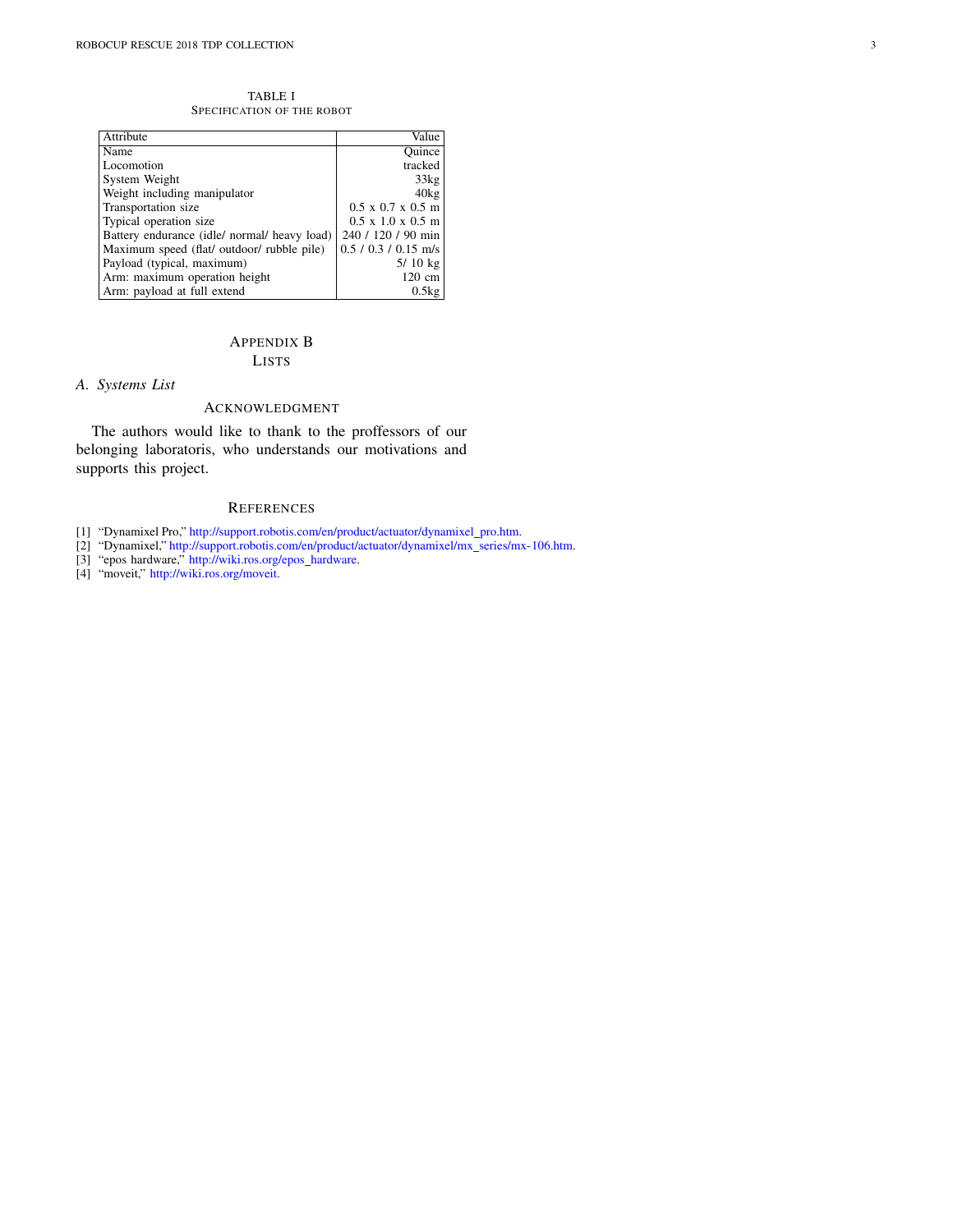TABLE I
SPECIFICATION OF THE ROBOT

| Attribute | Value |
|---|---|
| Name | Quince |
| Locomotion | tracked |
| System Weight | 33kg |
| Weight including manipulator | 40kg |
| Transportation size | 0.5 x 0.7 x 0.5 m |
| Typical operation size | 0.5 x 1.0 x 0.5 m |
| Battery endurance (idle/ normal/ heavy load) | 240 / 120 / 90 min |
| Maximum speed (flat/ outdoor/ rubble pile) | 0.5 / 0.3 / 0.15 m/s |
| Payload (typical, maximum) | 5/ 10 kg |
| Arm: maximum operation height | 120 cm |
| Arm: payload at full extend | 0.5kg |

# APPENDIX B
# LISTS

## A. Systems List

## ACKNOWLEDGMENT

The authors would like to thank to the proffessors of our belonging laboratoris, who understands our motivations and supports this project.

## REFERENCES

[1] "Dynamixel Pro," http://support.robotis.com/en/product/actuator/dynamixel_pro.htm.

[2] "Dynamixel," http://support.robotis.com/en/product/actuator/dynamixel/mx_series/mx-106.htm.

[3] "epos hardware," http://wiki.ros.org/epos_hardware.

[4] "moveit," http://wiki.ros.org/moveit.